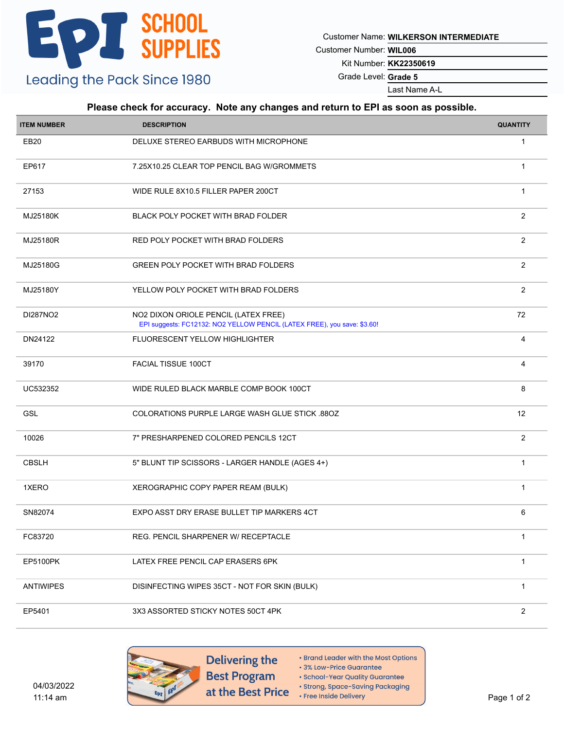# EPI SCHOOL SUPPLIES

Leading the Pack Since 1980

Customer Name: **WILKERSON INTERMEDIATE**
Customer Number: **WIL006**
Kit Number: **KK22350619**
Grade Level: **Grade 5**
Last Name A-L

**Please check for accuracy. Note any changes and return to EPI as soon as possible.**

| ITEM NUMBER | DESCRIPTION | QUANTITY |
|---|---|---|
| EB20 | DELUXE STEREO EARBUDS WITH MICROPHONE | 1 |
| EP617 | 7.25X10.25 CLEAR TOP PENCIL BAG W/GROMMETS | 1 |
| 27153 | WIDE RULE 8X10.5 FILLER PAPER 200CT | 1 |
| MJ25180K | BLACK POLY POCKET WITH BRAD FOLDER | 2 |
| MJ25180R | RED POLY POCKET WITH BRAD FOLDERS | 2 |
| MJ25180G | GREEN POLY POCKET WITH BRAD FOLDERS | 2 |
| MJ25180Y | YELLOW POLY POCKET WITH BRAD FOLDERS | 2 |
| DI287NO2 | NO2 DIXON ORIOLE PENCIL (LATEX FREE)<br>EPI suggests: FC12132: NO2 YELLOW PENCIL (LATEX FREE), you save: $3.60! | 72 |
| DN24122 | FLUORESCENT YELLOW HIGHLIGHTER | 4 |
| 39170 | FACIAL TISSUE 100CT | 4 |
| UC532352 | WIDE RULED BLACK MARBLE COMP BOOK 100CT | 8 |
| GSL | COLORATIONS PURPLE LARGE WASH GLUE STICK .88OZ | 12 |
| 10026 | 7" PRESHARPENED COLORED PENCILS 12CT | 2 |
| CBSLH | 5" BLUNT TIP SCISSORS - LARGER HANDLE (AGES 4+) | 1 |
| 1XERO | XEROGRAPHIC COPY PAPER REAM (BULK) | 1 |
| SN82074 | EXPO ASST DRY ERASE BULLET TIP MARKERS 4CT | 6 |
| FC83720 | REG. PENCIL SHARPENER W/ RECEPTACLE | 1 |
| EP5100PK | LATEX FREE PENCIL CAP ERASERS 6PK | 1 |
| ANTIWIPES | DISINFECTING WIPES 35CT - NOT FOR SKIN (BULK) | 1 |
| EP5401 | 3X3 ASSORTED STICKY NOTES 50CT 4PK | 2 |

04/03/2022
11:14 am

**Delivering the Best Program at the Best Price**

- Brand Leader with the Most Options
- 3% Low-Price Guarantee
- School-Year Quality Guarantee
- Strong, Space-Saving Packaging
- Free Inside Delivery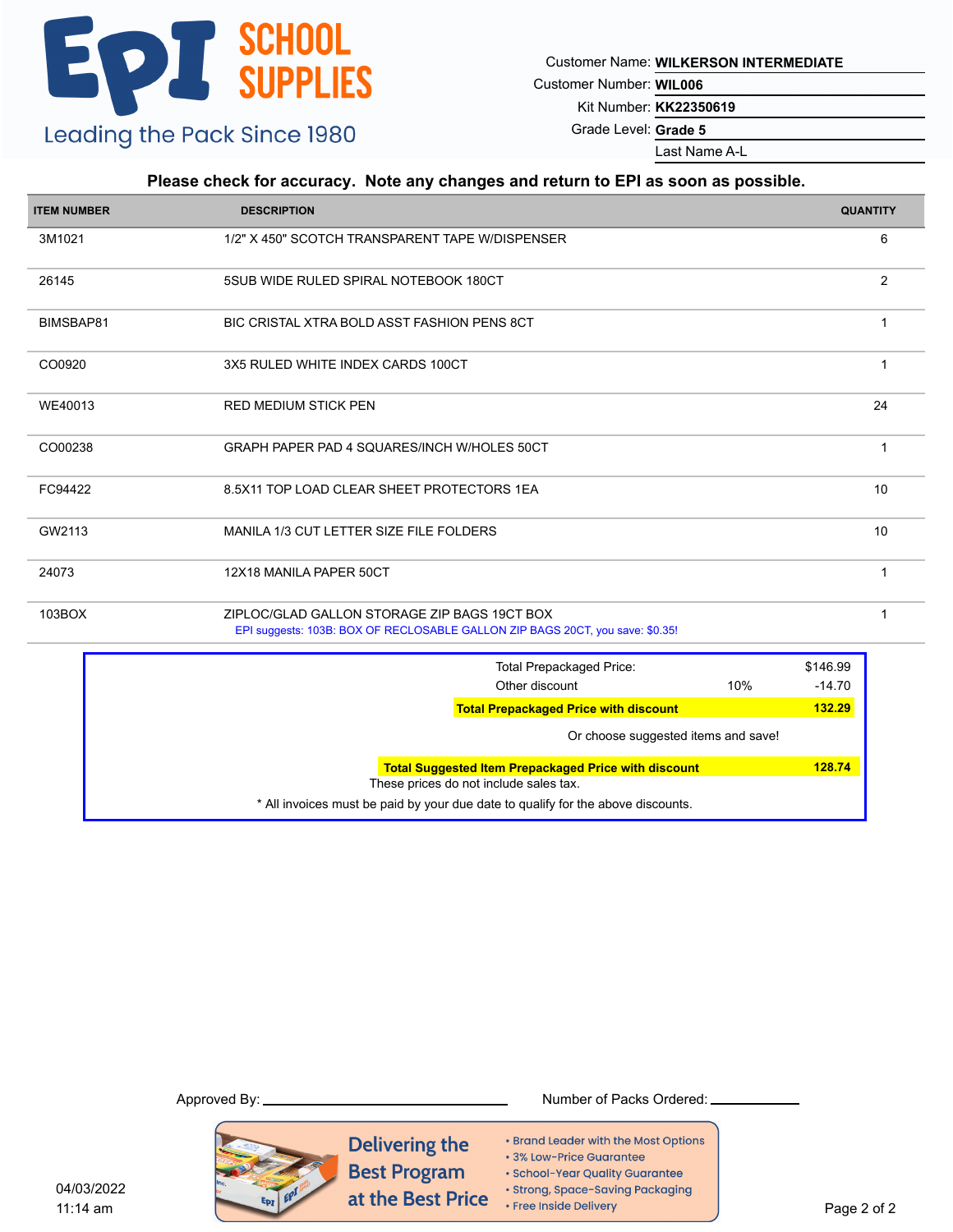# EPI SCHOOL SUPPLIES

Leading the Pack Since 1980

Customer Name: **WILKERSON INTERMEDIATE**
Customer Number: **WIL006**
Kit Number: **KK22350619**
Grade Level: **Grade 5**
Last Name A-L

**Please check for accuracy. Note any changes and return to EPI as soon as possible.**

| ITEM NUMBER | DESCRIPTION | QUANTITY |
|---|---|---|
| 3M1021 | 1/2" X 450" SCOTCH TRANSPARENT TAPE W/DISPENSER | 6 |
| 26145 | 5SUB WIDE RULED SPIRAL NOTEBOOK 180CT | 2 |
| BIMSBAP81 | BIC CRISTAL XTRA BOLD ASST FASHION PENS 8CT | 1 |
| CO0920 | 3X5 RULED WHITE INDEX CARDS 100CT | 1 |
| WE40013 | RED MEDIUM STICK PEN | 24 |
| CO00238 | GRAPH PAPER PAD 4 SQUARES/INCH W/HOLES 50CT | 1 |
| FC94422 | 8.5X11 TOP LOAD CLEAR SHEET PROTECTORS 1EA | 10 |
| GW2113 | MANILA 1/3 CUT LETTER SIZE FILE FOLDERS | 10 |
| 24073 | 12X18 MANILA PAPER 50CT | 1 |
| 103BOX | ZIPLOC/GLAD GALLON STORAGE ZIP BAGS 19CT BOX<br>EPI suggests: 103B: BOX OF RECLOSABLE GALLON ZIP BAGS 20CT, you save: $0.35! | 1 |

| | | |
|---|---|---|
| Total Prepackaged Price: | | $146.99 |
| Other discount | 10% | -14.70 |
| **Total Prepackaged Price with discount** | | **132.29** |

Or choose suggested items and save!

| | |
|---|---|
| **Total Suggested Item Prepackaged Price with discount** | **128.74** |

These prices do not include sales tax.

\* All invoices must be paid by your due date to qualify for the above discounts.

Approved By: ____________________ Number of Packs Ordered: __________

04/03/2022
11:14 am

**Delivering the Best Program at the Best Price**

- Brand Leader with the Most Options
- 3% Low-Price Guarantee
- School-Year Quality Guarantee
- Strong, Space-Saving Packaging
- Free Inside Delivery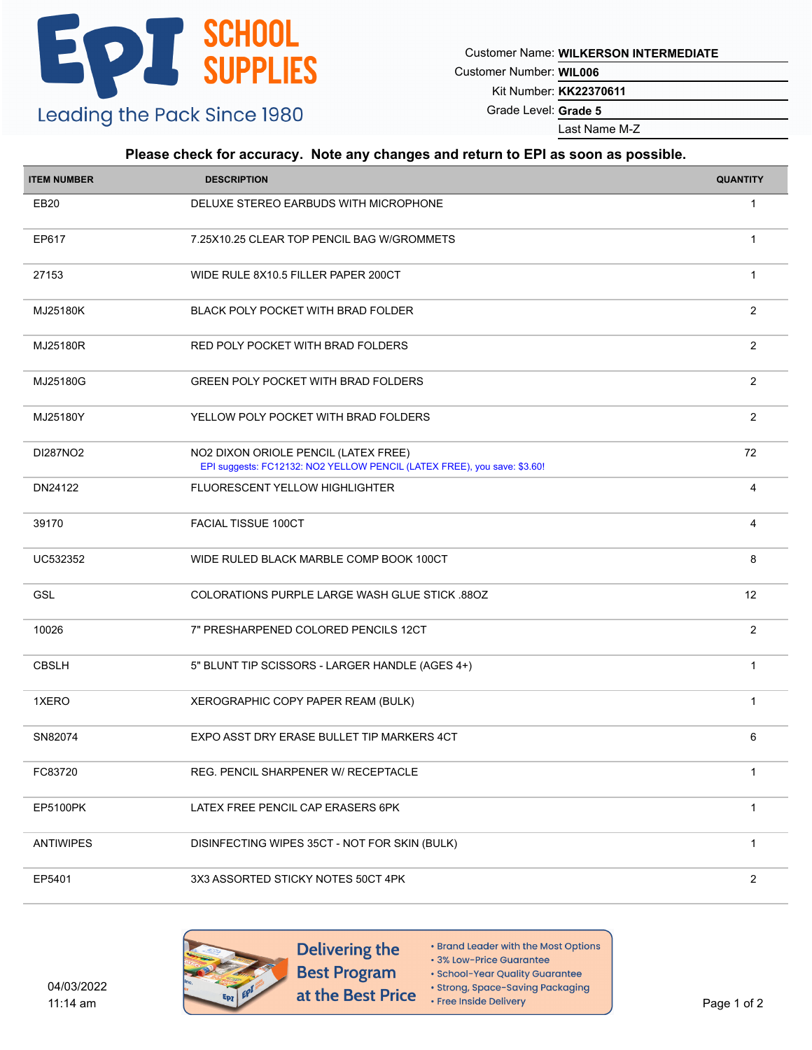# EPI SCHOOL SUPPLIES

Leading the Pack Since 1980

Customer Name: **WILKERSON INTERMEDIATE**
Customer Number: **WIL006**
Kit Number: **KK22370611**
Grade Level: **Grade 5**
Last Name M-Z

**Please check for accuracy. Note any changes and return to EPI as soon as possible.**

| ITEM NUMBER | DESCRIPTION | QUANTITY |
|---|---|---|
| EB20 | DELUXE STEREO EARBUDS WITH MICROPHONE | 1 |
| EP617 | 7.25X10.25 CLEAR TOP PENCIL BAG W/GROMMETS | 1 |
| 27153 | WIDE RULE 8X10.5 FILLER PAPER 200CT | 1 |
| MJ25180K | BLACK POLY POCKET WITH BRAD FOLDER | 2 |
| MJ25180R | RED POLY POCKET WITH BRAD FOLDERS | 2 |
| MJ25180G | GREEN POLY POCKET WITH BRAD FOLDERS | 2 |
| MJ25180Y | YELLOW POLY POCKET WITH BRAD FOLDERS | 2 |
| DI287NO2 | NO2 DIXON ORIOLE PENCIL (LATEX FREE)<br>EPI suggests: FC12132: NO2 YELLOW PENCIL (LATEX FREE), you save: $3.60! | 72 |
| DN24122 | FLUORESCENT YELLOW HIGHLIGHTER | 4 |
| 39170 | FACIAL TISSUE 100CT | 4 |
| UC532352 | WIDE RULED BLACK MARBLE COMP BOOK 100CT | 8 |
| GSL | COLORATIONS PURPLE LARGE WASH GLUE STICK .88OZ | 12 |
| 10026 | 7" PRESHARPENED COLORED PENCILS 12CT | 2 |
| CBSLH | 5" BLUNT TIP SCISSORS - LARGER HANDLE (AGES 4+) | 1 |
| 1XERO | XEROGRAPHIC COPY PAPER REAM (BULK) | 1 |
| SN82074 | EXPO ASST DRY ERASE BULLET TIP MARKERS 4CT | 6 |
| FC83720 | REG. PENCIL SHARPENER W/ RECEPTACLE | 1 |
| EP5100PK | LATEX FREE PENCIL CAP ERASERS 6PK | 1 |
| ANTIWIPES | DISINFECTING WIPES 35CT - NOT FOR SKIN (BULK) | 1 |
| EP5401 | 3X3 ASSORTED STICKY NOTES 50CT 4PK | 2 |

04/03/2022
11:14 am

**Delivering the Best Program at the Best Price**

- Brand Leader with the Most Options
- 3% Low-Price Guarantee
- School-Year Quality Guarantee
- Strong, Space-Saving Packaging
- Free Inside Delivery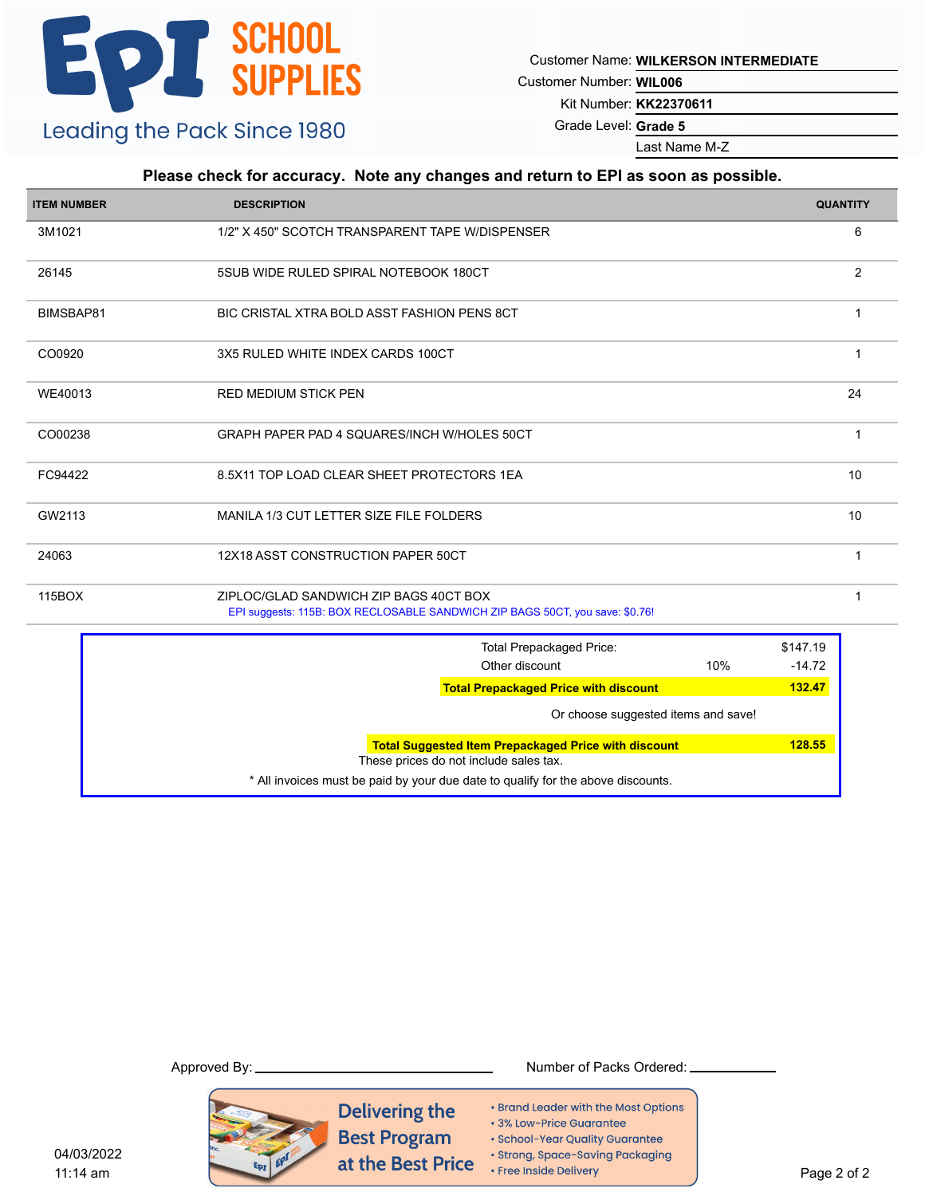EPI SCHOOL SUPPLIES

Leading the Pack Since 1980

Customer Name: **WILKERSON INTERMEDIATE**

Customer Number: **WIL006**

Kit Number: **KK22370611**

Grade Level: **Grade 5**

Last Name M-Z

**Please check for accuracy. Note any changes and return to EPI as soon as possible.**

| ITEM NUMBER | DESCRIPTION | QUANTITY |
|---|---|---|
| 3M1021 | 1/2" X 450" SCOTCH TRANSPARENT TAPE W/DISPENSER | 6 |
| 26145 | 5SUB WIDE RULED SPIRAL NOTEBOOK 180CT | 2 |
| BIMSBAP81 | BIC CRISTAL XTRA BOLD ASST FASHION PENS 8CT | 1 |
| CO0920 | 3X5 RULED WHITE INDEX CARDS 100CT | 1 |
| WE40013 | RED MEDIUM STICK PEN | 24 |
| CO00238 | GRAPH PAPER PAD 4 SQUARES/INCH W/HOLES 50CT | 1 |
| FC94422 | 8.5X11 TOP LOAD CLEAR SHEET PROTECTORS 1EA | 10 |
| GW2113 | MANILA 1/3 CUT LETTER SIZE FILE FOLDERS | 10 |
| 24063 | 12X18 ASST CONSTRUCTION PAPER 50CT | 1 |
| 115BOX | ZIPLOC/GLAD SANDWICH ZIP BAGS 40CT BOX<br>EPI suggests: 115B: BOX RECLOSABLE SANDWICH ZIP BAGS 50CT, you save: $0.76! | 1 |

| | | |
|---|---|---|
| Total Prepackaged Price: | | $147.19 |
| Other discount | 10% | -14.72 |
| **Total Prepackaged Price with discount** | | **132.47** |

Or choose suggested items and save!

| | |
|---|---|
| **Total Suggested Item Prepackaged Price with discount** | **128.55** |

These prices do not include sales tax.

* All invoices must be paid by your due date to qualify for the above discounts.

Approved By: ______________________ Number of Packs Ordered: ____________

Delivering the Best Program at the Best Price

- Brand Leader with the Most Options
- 3% Low-Price Guarantee
- School-Year Quality Guarantee
- Strong, Space-Saving Packaging
- Free Inside Delivery

04/03/2022
11:14 am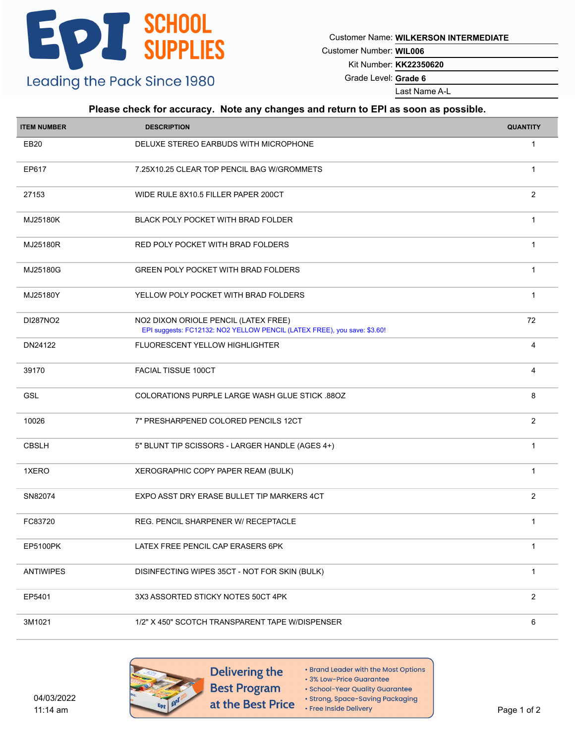# EPI SCHOOL SUPPLIES

Leading the Pack Since 1980

Customer Name: **WILKERSON INTERMEDIATE**
Customer Number: **WIL006**
Kit Number: **KK22350620**
Grade Level: **Grade 6**
Last Name A-L

**Please check for accuracy. Note any changes and return to EPI as soon as possible.**

| ITEM NUMBER | DESCRIPTION | QUANTITY |
|---|---|---|
| EB20 | DELUXE STEREO EARBUDS WITH MICROPHONE | 1 |
| EP617 | 7.25X10.25 CLEAR TOP PENCIL BAG W/GROMMETS | 1 |
| 27153 | WIDE RULE 8X10.5 FILLER PAPER 200CT | 2 |
| MJ25180K | BLACK POLY POCKET WITH BRAD FOLDER | 1 |
| MJ25180R | RED POLY POCKET WITH BRAD FOLDERS | 1 |
| MJ25180G | GREEN POLY POCKET WITH BRAD FOLDERS | 1 |
| MJ25180Y | YELLOW POLY POCKET WITH BRAD FOLDERS | 1 |
| DI287NO2 | NO2 DIXON ORIOLE PENCIL (LATEX FREE)<br>EPI suggests: FC12132: NO2 YELLOW PENCIL (LATEX FREE), you save: $3.60! | 72 |
| DN24122 | FLUORESCENT YELLOW HIGHLIGHTER | 4 |
| 39170 | FACIAL TISSUE 100CT | 4 |
| GSL | COLORATIONS PURPLE LARGE WASH GLUE STICK .88OZ | 8 |
| 10026 | 7" PRESHARPENED COLORED PENCILS 12CT | 2 |
| CBSLH | 5" BLUNT TIP SCISSORS - LARGER HANDLE (AGES 4+) | 1 |
| 1XERO | XEROGRAPHIC COPY PAPER REAM (BULK) | 1 |
| SN82074 | EXPO ASST DRY ERASE BULLET TIP MARKERS 4CT | 2 |
| FC83720 | REG. PENCIL SHARPENER W/ RECEPTACLE | 1 |
| EP5100PK | LATEX FREE PENCIL CAP ERASERS 6PK | 1 |
| ANTIWIPES | DISINFECTING WIPES 35CT - NOT FOR SKIN (BULK) | 1 |
| EP5401 | 3X3 ASSORTED STICKY NOTES 50CT 4PK | 2 |
| 3M1021 | 1/2" X 450" SCOTCH TRANSPARENT TAPE W/DISPENSER | 6 |

04/03/2022
11:14 am

**Delivering the Best Program at the Best Price**

- Brand Leader with the Most Options
- 3% Low-Price Guarantee
- School-Year Quality Guarantee
- Strong, Space-Saving Packaging
- Free Inside Delivery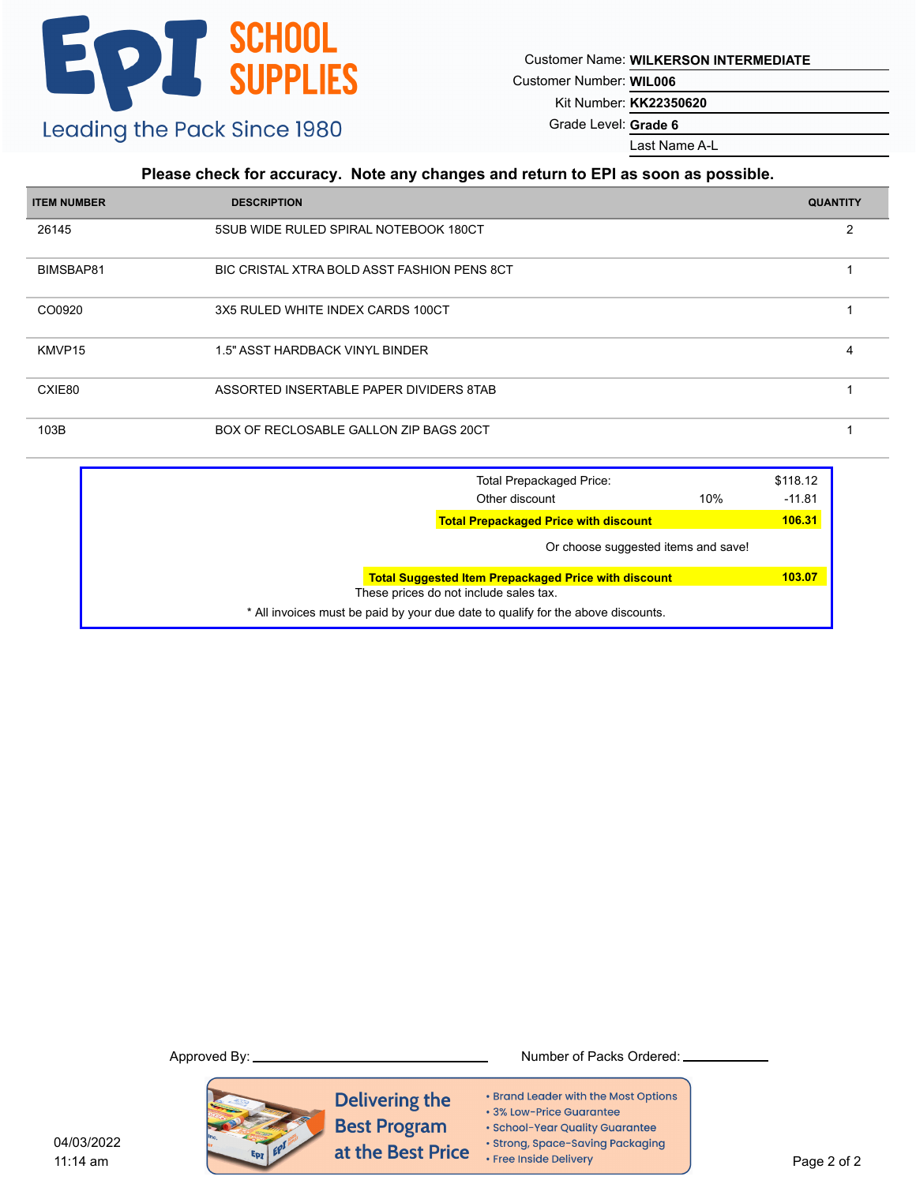# EPI SCHOOL SUPPLIES

Leading the Pack Since 1980

Customer Name: **WILKERSON INTERMEDIATE**
Customer Number: **WIL006**
Kit Number: **KK22350620**
Grade Level: **Grade 6**
Last Name A-L

**Please check for accuracy. Note any changes and return to EPI as soon as possible.**

| ITEM NUMBER | DESCRIPTION | QUANTITY |
|---|---|---|
| 26145 | 5SUB WIDE RULED SPIRAL NOTEBOOK 180CT | 2 |
| BIMSBAP81 | BIC CRISTAL XTRA BOLD ASST FASHION PENS 8CT | 1 |
| CO0920 | 3X5 RULED WHITE INDEX CARDS 100CT | 1 |
| KMVP15 | 1.5" ASST HARDBACK VINYL BINDER | 4 |
| CXIE80 | ASSORTED INSERTABLE PAPER DIVIDERS 8TAB | 1 |
| 103B | BOX OF RECLOSABLE GALLON ZIP BAGS 20CT | 1 |

| | | |
|---|---|---|
| Total Prepackaged Price: | | $118.12 |
| Other discount | 10% | -11.81 |
| **Total Prepackaged Price with discount** | | **106.31** |

Or choose suggested items and save!

| | |
|---|---|
| **Total Suggested Item Prepackaged Price with discount** | **103.07** |

These prices do not include sales tax.

* All invoices must be paid by your due date to qualify for the above discounts.

Approved By: ______________________ Number of Packs Ordered: __________

**Delivering the Best Program at the Best Price**

- Brand Leader with the Most Options
- 3% Low-Price Guarantee
- School-Year Quality Guarantee
- Strong, Space-Saving Packaging
- Free Inside Delivery

04/03/2022
11:14 am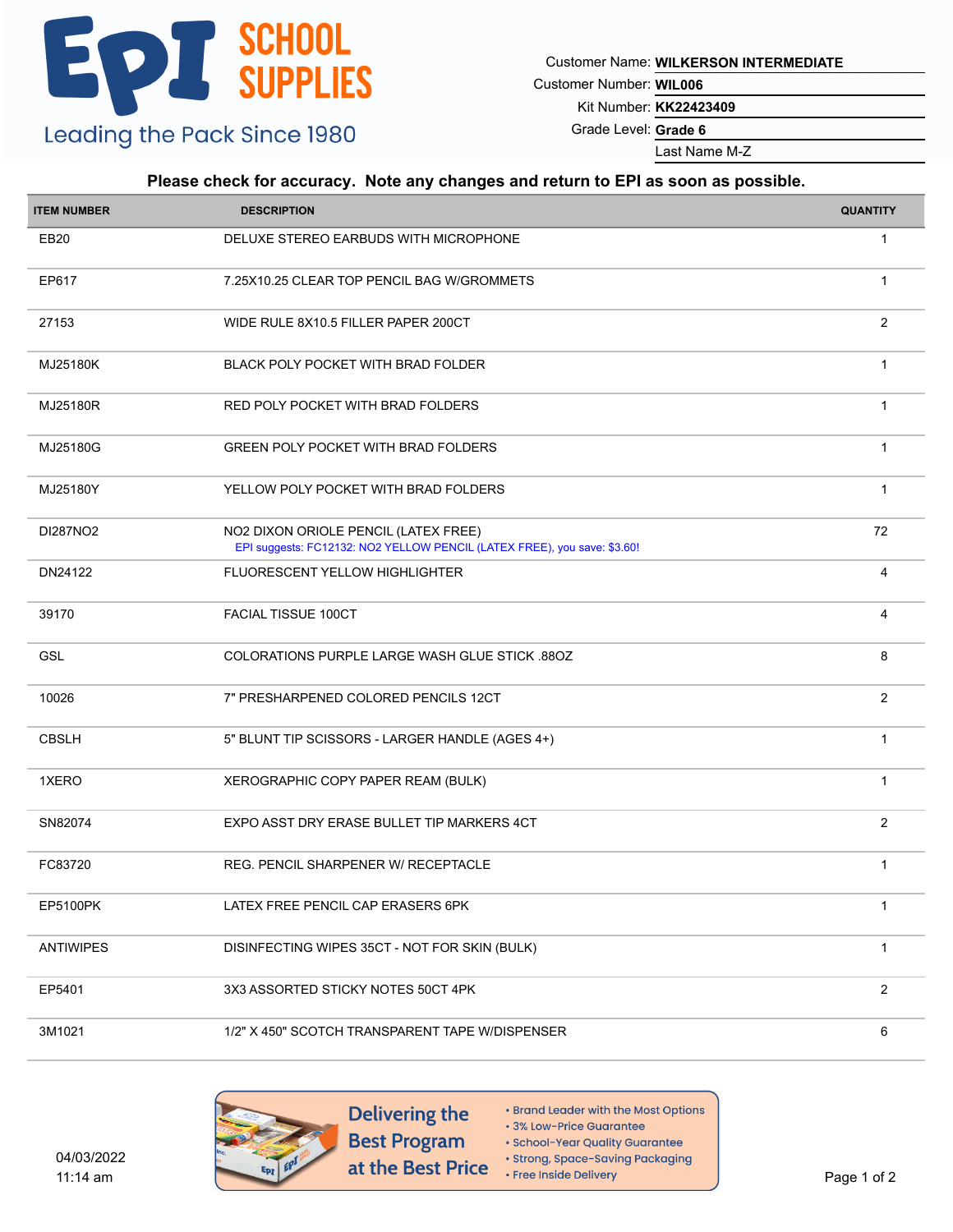EPI SCHOOL SUPPLIES

Leading the Pack Since 1980

Customer Name: **WILKERSON INTERMEDIATE**
Customer Number: **WIL006**
Kit Number: **KK22423409**
Grade Level: **Grade 6**
Last Name M-Z

**Please check for accuracy. Note any changes and return to EPI as soon as possible.**

| ITEM NUMBER | DESCRIPTION | QUANTITY |
|---|---|---|
| EB20 | DELUXE STEREO EARBUDS WITH MICROPHONE | 1 |
| EP617 | 7.25X10.25 CLEAR TOP PENCIL BAG W/GROMMETS | 1 |
| 27153 | WIDE RULE 8X10.5 FILLER PAPER 200CT | 2 |
| MJ25180K | BLACK POLY POCKET WITH BRAD FOLDER | 1 |
| MJ25180R | RED POLY POCKET WITH BRAD FOLDERS | 1 |
| MJ25180G | GREEN POLY POCKET WITH BRAD FOLDERS | 1 |
| MJ25180Y | YELLOW POLY POCKET WITH BRAD FOLDERS | 1 |
| DI287NO2 | NO2 DIXON ORIOLE PENCIL (LATEX FREE)<br>EPI suggests: FC12132: NO2 YELLOW PENCIL (LATEX FREE), you save: $3.60! | 72 |
| DN24122 | FLUORESCENT YELLOW HIGHLIGHTER | 4 |
| 39170 | FACIAL TISSUE 100CT | 4 |
| GSL | COLORATIONS PURPLE LARGE WASH GLUE STICK .88OZ | 8 |
| 10026 | 7" PRESHARPENED COLORED PENCILS 12CT | 2 |
| CBSLH | 5" BLUNT TIP SCISSORS - LARGER HANDLE (AGES 4+) | 1 |
| 1XERO | XEROGRAPHIC COPY PAPER REAM (BULK) | 1 |
| SN82074 | EXPO ASST DRY ERASE BULLET TIP MARKERS 4CT | 2 |
| FC83720 | REG. PENCIL SHARPENER W/ RECEPTACLE | 1 |
| EP5100PK | LATEX FREE PENCIL CAP ERASERS 6PK | 1 |
| ANTIWIPES | DISINFECTING WIPES 35CT - NOT FOR SKIN (BULK) | 1 |
| EP5401 | 3X3 ASSORTED STICKY NOTES 50CT 4PK | 2 |
| 3M1021 | 1/2" X 450" SCOTCH TRANSPARENT TAPE W/DISPENSER | 6 |

04/03/2022
11:14 am

**Delivering the Best Program at the Best Price**

- Brand Leader with the Most Options
- 3% Low-Price Guarantee
- School-Year Quality Guarantee
- Strong, Space-Saving Packaging
- Free Inside Delivery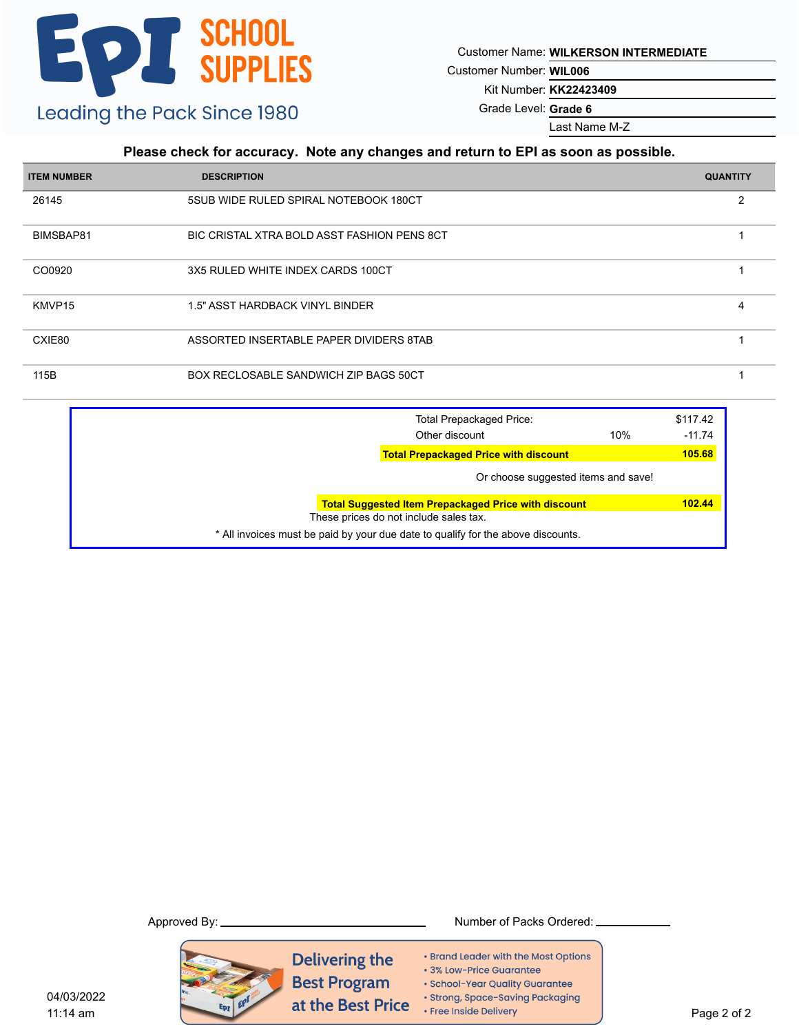EPI SCHOOL SUPPLIES

Leading the Pack Since 1980

Customer Name: **WILKERSON INTERMEDIATE**

Customer Number: **WIL006**

Kit Number: **KK22423409**

Grade Level: **Grade 6**

Last Name M-Z

**Please check for accuracy. Note any changes and return to EPI as soon as possible.**

| ITEM NUMBER | DESCRIPTION | QUANTITY |
|---|---|---|
| 26145 | 5SUB WIDE RULED SPIRAL NOTEBOOK 180CT | 2 |
| BIMSBAP81 | BIC CRISTAL XTRA BOLD ASST FASHION PENS 8CT | 1 |
| CO0920 | 3X5 RULED WHITE INDEX CARDS 100CT | 1 |
| KMVP15 | 1.5" ASST HARDBACK VINYL BINDER | 4 |
| CXIE80 | ASSORTED INSERTABLE PAPER DIVIDERS 8TAB | 1 |
| 115B | BOX RECLOSABLE SANDWICH ZIP BAGS 50CT | 1 |

| | | |
|---|---|---|
| Total Prepackaged Price: | | $117.42 |
| Other discount | 10% | -11.74 |
| **Total Prepackaged Price with discount** | | **105.68** |

Or choose suggested items and save!

**Total Suggested Item Prepackaged Price with discount** **102.44**

These prices do not include sales tax.

* All invoices must be paid by your due date to qualify for the above discounts.

Approved By: ______________________ Number of Packs Ordered: __________

Delivering the Best Program at the Best Price

- Brand Leader with the Most Options
- 3% Low-Price Guarantee
- School-Year Quality Guarantee
- Strong, Space-Saving Packaging
- Free Inside Delivery

04/03/2022
11:14 am